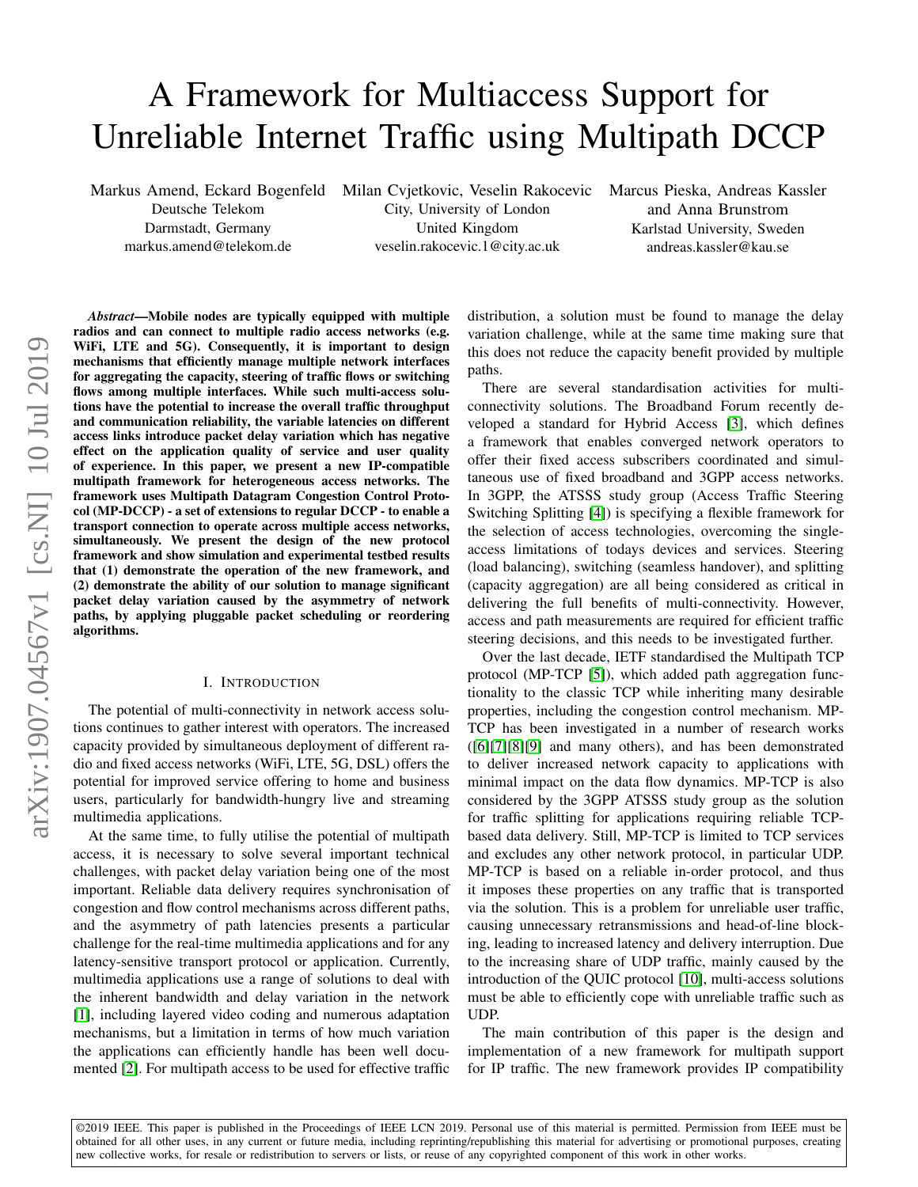# A Framework for Multiaccess Support for Unreliable Internet Traffic using Multipath DCCP

Markus Amend, Eckard Bogenfeld
Deutsche Telekom
Darmstadt, Germany
markus.amend@telekom.de

Milan Cvjetkovic, Veselin Rakocevic
City, University of London
United Kingdom
veselin.rakocevic.1@city.ac.uk

Marcus Pieska, Andreas Kassler and Anna Brunstrom
Karlstad University, Sweden
andreas.kassler@kau.se

***Abstract*—Mobile nodes are typically equipped with multiple radios and can connect to multiple radio access networks (e.g. WiFi, LTE and 5G). Consequently, it is important to design mechanisms that efficiently manage multiple network interfaces for aggregating the capacity, steering of traffic flows or switching flows among multiple interfaces. While such multi-access solutions have the potential to increase the overall traffic throughput and communication reliability, the variable latencies on different access links introduce packet delay variation which has negative effect on the application quality of service and user quality of experience. In this paper, we present a new IP-compatible multipath framework for heterogeneous access networks. The framework uses Multipath Datagram Congestion Control Protocol (MP-DCCP) - a set of extensions to regular DCCP - to enable a transport connection to operate across multiple access networks, simultaneously. We present the design of the new protocol framework and show simulation and experimental testbed results that (1) demonstrate the operation of the new framework, and (2) demonstrate the ability of our solution to manage significant packet delay variation caused by the asymmetry of network paths, by applying pluggable packet scheduling or reordering algorithms.**

## I. Introduction

The potential of multi-connectivity in network access solutions continues to gather interest with operators. The increased capacity provided by simultaneous deployment of different radio and fixed access networks (WiFi, LTE, 5G, DSL) offers the potential for improved service offering to home and business users, particularly for bandwidth-hungry live and streaming multimedia applications.

At the same time, to fully utilise the potential of multipath access, it is necessary to solve several important technical challenges, with packet delay variation being one of the most important. Reliable data delivery requires synchronisation of congestion and flow control mechanisms across different paths, and the asymmetry of path latencies presents a particular challenge for the real-time multimedia applications and for any latency-sensitive transport protocol or application. Currently, multimedia applications use a range of solutions to deal with the inherent bandwidth and delay variation in the network [1], including layered video coding and numerous adaptation mechanisms, but a limitation in terms of how much variation the applications can efficiently handle has been well documented [2]. For multipath access to be used for effective traffic distribution, a solution must be found to manage the delay variation challenge, while at the same time making sure that this does not reduce the capacity benefit provided by multiple paths.

There are several standardisation activities for multi-connectivity solutions. The Broadband Forum recently developed a standard for Hybrid Access [3], which defines a framework that enables converged network operators to offer their fixed access subscribers coordinated and simultaneous use of fixed broadband and 3GPP access networks. In 3GPP, the ATSSS study group (Access Traffic Steering Switching Splitting [4]) is specifying a flexible framework for the selection of access technologies, overcoming the single-access limitations of todays devices and services. Steering (load balancing), switching (seamless handover), and splitting (capacity aggregation) are all being considered as critical in delivering the full benefits of multi-connectivity. However, access and path measurements are required for efficient traffic steering decisions, and this needs to be investigated further.

Over the last decade, IETF standardised the Multipath TCP protocol (MP-TCP [5]), which added path aggregation functionality to the classic TCP while inheriting many desirable properties, including the congestion control mechanism. MP-TCP has been investigated in a number of research works ([6][7][8][9] and many others), and has been demonstrated to deliver increased network capacity to applications with minimal impact on the data flow dynamics. MP-TCP is also considered by the 3GPP ATSSS study group as the solution for traffic splitting for applications requiring reliable TCP-based data delivery. Still, MP-TCP is limited to TCP services and excludes any other network protocol, in particular UDP. MP-TCP is based on a reliable in-order protocol, and thus it imposes these properties on any traffic that is transported via the solution. This is a problem for unreliable user traffic, causing unnecessary retransmissions and head-of-line blocking, leading to increased latency and delivery interruption. Due to the increasing share of UDP traffic, mainly caused by the introduction of the QUIC protocol [10], multi-access solutions must be able to efficiently cope with unreliable traffic such as UDP.

The main contribution of this paper is the design and implementation of a new framework for multipath support for IP traffic. The new framework provides IP compatibility

©2019 IEEE. This paper is published in the Proceedings of IEEE LCN 2019. Personal use of this material is permitted. Permission from IEEE must be obtained for all other uses, in any current or future media, including reprinting/republishing this material for advertising or promotional purposes, creating new collective works, for resale or redistribution to servers or lists, or reuse of any copyrighted component of this work in other works.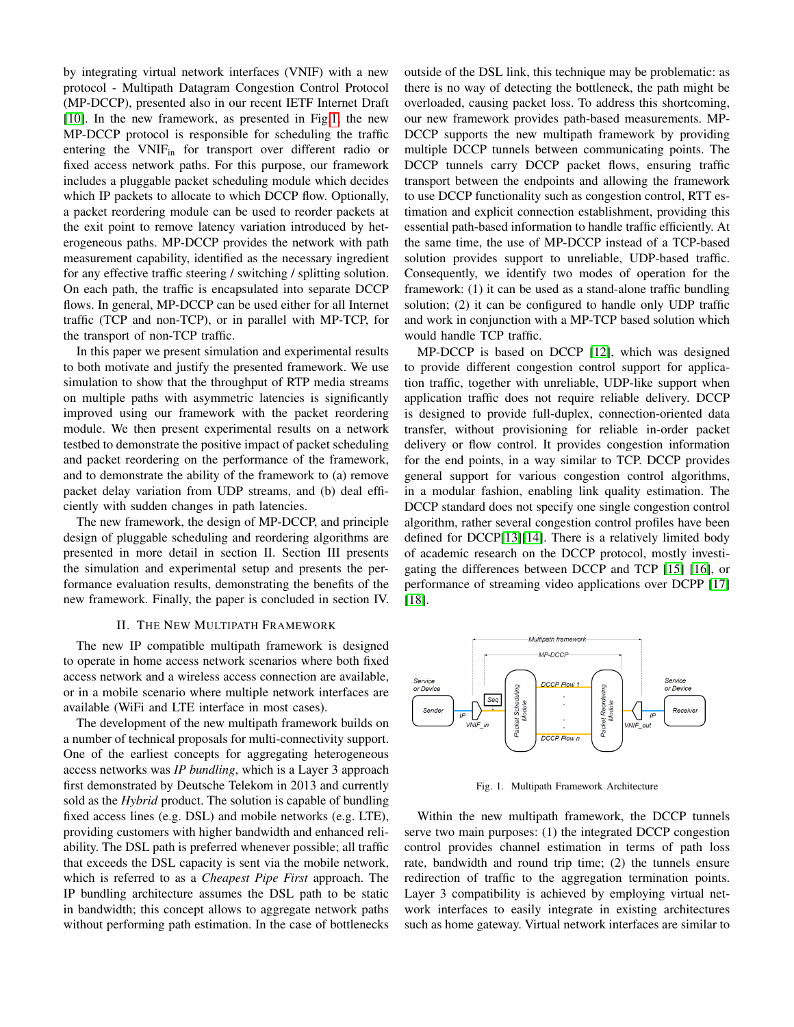by integrating virtual network interfaces (VNIF) with a new protocol - Multipath Datagram Congestion Control Protocol (MP-DCCP), presented also in our recent IETF Internet Draft [10]. In the new framework, as presented in Fig 1, the new MP-DCCP protocol is responsible for scheduling the traffic entering the $\text{VNIF}_{\text{in}}$ for transport over different radio or fixed access network paths. For this purpose, our framework includes a pluggable packet scheduling module which decides which IP packets to allocate to which DCCP flow. Optionally, a packet reordering module can be used to reorder packets at the exit point to remove latency variation introduced by heterogeneous paths. MP-DCCP provides the network with path measurement capability, identified as the necessary ingredient for any effective traffic steering / switching / splitting solution. On each path, the traffic is encapsulated into separate DCCP flows. In general, MP-DCCP can be used either for all Internet traffic (TCP and non-TCP), or in parallel with MP-TCP, for the transport of non-TCP traffic.

In this paper we present simulation and experimental results to both motivate and justify the presented framework. We use simulation to show that the throughput of RTP media streams on multiple paths with asymmetric latencies is significantly improved using our framework with the packet reordering module. We then present experimental results on a network testbed to demonstrate the positive impact of packet scheduling and packet reordering on the performance of the framework, and to demonstrate the ability of the framework to (a) remove packet delay variation from UDP streams, and (b) deal efficiently with sudden changes in path latencies.

The new framework, the design of MP-DCCP, and principle design of pluggable scheduling and reordering algorithms are presented in more detail in section II. Section III presents the simulation and experimental setup and presents the performance evaluation results, demonstrating the benefits of the new framework. Finally, the paper is concluded in section IV.

## II. The New Multipath Framework

The new IP compatible multipath framework is designed to operate in home access network scenarios where both fixed access network and a wireless access connection are available, or in a mobile scenario where multiple network interfaces are available (WiFi and LTE interface in most cases).

The development of the new multipath framework builds on a number of technical proposals for multi-connectivity support. One of the earliest concepts for aggregating heterogeneous access networks was *IP bundling*, which is a Layer 3 approach first demonstrated by Deutsche Telekom in 2013 and currently sold as the *Hybrid* product. The solution is capable of bundling fixed access lines (e.g. DSL) and mobile networks (e.g. LTE), providing customers with higher bandwidth and enhanced reliability. The DSL path is preferred whenever possible; all traffic that exceeds the DSL capacity is sent via the mobile network, which is referred to as a *Cheapest Pipe First* approach. The IP bundling architecture assumes the DSL path to be static in bandwidth; this concept allows to aggregate network paths without performing path estimation. In the case of bottlenecks outside of the DSL link, this technique may be problematic: as there is no way of detecting the bottleneck, the path might be overloaded, causing packet loss. To address this shortcoming, our new framework provides path-based measurements. MP-DCCP supports the new multipath framework by providing multiple DCCP tunnels between communicating points. The DCCP tunnels carry DCCP packet flows, ensuring traffic transport between the endpoints and allowing the framework to use DCCP functionality such as congestion control, RTT estimation and explicit connection establishment, providing this essential path-based information to handle traffic efficiently. At the same time, the use of MP-DCCP instead of a TCP-based solution provides support to unreliable, UDP-based traffic. Consequently, we identify two modes of operation for the framework: (1) it can be used as a stand-alone traffic bundling solution; (2) it can be configured to handle only UDP traffic and work in conjunction with a MP-TCP based solution which would handle TCP traffic.

MP-DCCP is based on DCCP [12], which was designed to provide different congestion control support for application traffic, together with unreliable, UDP-like support when application traffic does not require reliable delivery. DCCP is designed to provide full-duplex, connection-oriented data transfer, without provisioning for reliable in-order packet delivery or flow control. It provides congestion information for the end points, in a way similar to TCP. DCCP provides general support for various congestion control algorithms, in a modular fashion, enabling link quality estimation. The DCCP standard does not specify one single congestion control algorithm, rather several congestion control profiles have been defined for DCCP[13][14]. There is a relatively limited body of academic research on the DCCP protocol, mostly investigating the differences between DCCP and TCP [15] [16], or performance of streaming video applications over DCPP [17] [18].

Fig. 1. Multipath Framework Architecture

Within the new multipath framework, the DCCP tunnels serve two main purposes: (1) the integrated DCCP congestion control provides channel estimation in terms of path loss rate, bandwidth and round trip time; (2) the tunnels ensure redirection of traffic to the aggregation termination points. Layer 3 compatibility is achieved by employing virtual network interfaces to easily integrate in existing architectures such as home gateway. Virtual network interfaces are similar to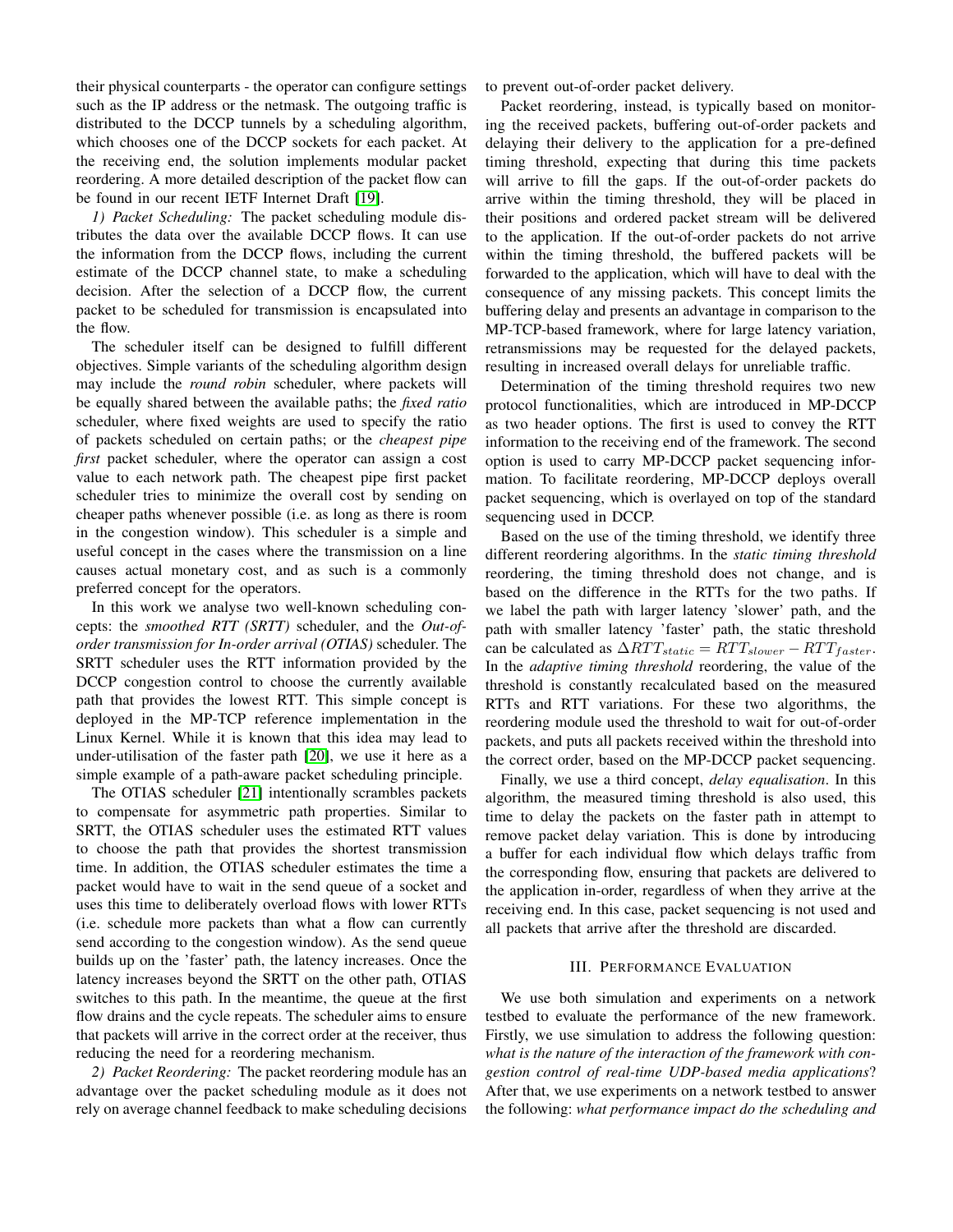their physical counterparts - the operator can configure settings such as the IP address or the netmask. The outgoing traffic is distributed to the DCCP tunnels by a scheduling algorithm, which chooses one of the DCCP sockets for each packet. At the receiving end, the solution implements modular packet reordering. A more detailed description of the packet flow can be found in our recent IETF Internet Draft [19].

*1) Packet Scheduling:* The packet scheduling module distributes the data over the available DCCP flows. It can use the information from the DCCP flows, including the current estimate of the DCCP channel state, to make a scheduling decision. After the selection of a DCCP flow, the current packet to be scheduled for transmission is encapsulated into the flow.

The scheduler itself can be designed to fulfill different objectives. Simple variants of the scheduling algorithm design may include the *round robin* scheduler, where packets will be equally shared between the available paths; the *fixed ratio* scheduler, where fixed weights are used to specify the ratio of packets scheduled on certain paths; or the *cheapest pipe first* packet scheduler, where the operator can assign a cost value to each network path. The cheapest pipe first packet scheduler tries to minimize the overall cost by sending on cheaper paths whenever possible (i.e. as long as there is room in the congestion window). This scheduler is a simple and useful concept in the cases where the transmission on a line causes actual monetary cost, and as such is a commonly preferred concept for the operators.

In this work we analyse two well-known scheduling concepts: the *smoothed RTT (SRTT)* scheduler, and the *Out-of-order transmission for In-order arrival (OTIAS)* scheduler. The SRTT scheduler uses the RTT information provided by the DCCP congestion control to choose the currently available path that provides the lowest RTT. This simple concept is deployed in the MP-TCP reference implementation in the Linux Kernel. While it is known that this idea may lead to under-utilisation of the faster path [20], we use it here as a simple example of a path-aware packet scheduling principle.

The OTIAS scheduler [21] intentionally scrambles packets to compensate for asymmetric path properties. Similar to SRTT, the OTIAS scheduler uses the estimated RTT values to choose the path that provides the shortest transmission time. In addition, the OTIAS scheduler estimates the time a packet would have to wait in the send queue of a socket and uses this time to deliberately overload flows with lower RTTs (i.e. schedule more packets than what a flow can currently send according to the congestion window). As the send queue builds up on the 'faster' path, the latency increases. Once the latency increases beyond the SRTT on the other path, OTIAS switches to this path. In the meantime, the queue at the first flow drains and the cycle repeats. The scheduler aims to ensure that packets will arrive in the correct order at the receiver, thus reducing the need for a reordering mechanism.

*2) Packet Reordering:* The packet reordering module has an advantage over the packet scheduling module as it does not rely on average channel feedback to make scheduling decisions to prevent out-of-order packet delivery.

Packet reordering, instead, is typically based on monitoring the received packets, buffering out-of-order packets and delaying their delivery to the application for a pre-defined timing threshold, expecting that during this time packets will arrive to fill the gaps. If the out-of-order packets do arrive within the timing threshold, they will be placed in their positions and ordered packet stream will be delivered to the application. If the out-of-order packets do not arrive within the timing threshold, the buffered packets will be forwarded to the application, which will have to deal with the consequence of any missing packets. This concept limits the buffering delay and presents an advantage in comparison to the MP-TCP-based framework, where for large latency variation, retransmissions may be requested for the delayed packets, resulting in increased overall delays for unreliable traffic.

Determination of the timing threshold requires two new protocol functionalities, which are introduced in MP-DCCP as two header options. The first is used to convey the RTT information to the receiving end of the framework. The second option is used to carry MP-DCCP packet sequencing information. To facilitate reordering, MP-DCCP deploys overall packet sequencing, which is overlayed on top of the standard sequencing used in DCCP.

Based on the use of the timing threshold, we identify three different reordering algorithms. In the *static timing threshold* reordering, the timing threshold does not change, and is based on the difference in the RTTs for the two paths. If we label the path with larger latency 'slower' path, and the path with smaller latency 'faster' path, the static threshold can be calculated as $\Delta RTT_{static} = RTT_{slower} - RTT_{faster}$. In the *adaptive timing threshold* reordering, the value of the threshold is constantly recalculated based on the measured RTTs and RTT variations. For these two algorithms, the reordering module used the threshold to wait for out-of-order packets, and puts all packets received within the threshold into the correct order, based on the MP-DCCP packet sequencing.

Finally, we use a third concept, *delay equalisation*. In this algorithm, the measured timing threshold is also used, this time to delay the packets on the faster path in attempt to remove packet delay variation. This is done by introducing a buffer for each individual flow which delays traffic from the corresponding flow, ensuring that packets are delivered to the application in-order, regardless of when they arrive at the receiving end. In this case, packet sequencing is not used and all packets that arrive after the threshold are discarded.

## III. Performance Evaluation

We use both simulation and experiments on a network testbed to evaluate the performance of the new framework. Firstly, we use simulation to address the following question: *what is the nature of the interaction of the framework with congestion control of real-time UDP-based media applications*? After that, we use experiments on a network testbed to answer the following: *what performance impact do the scheduling and*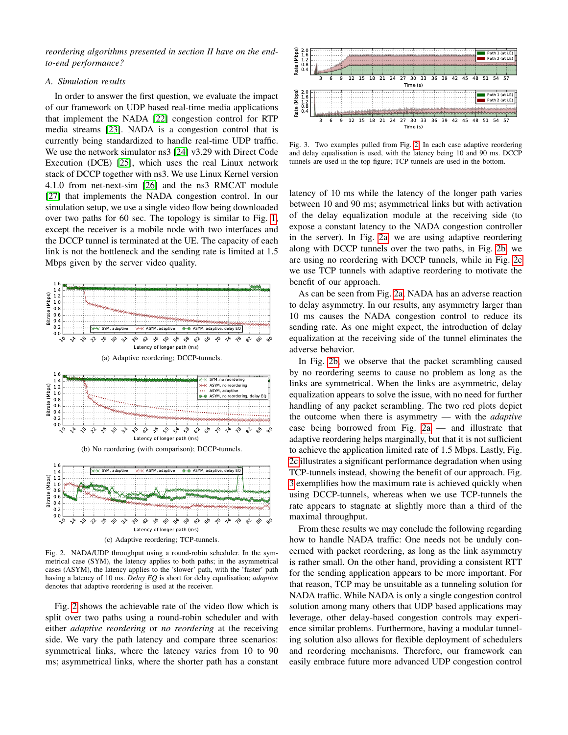*reordering algorithms presented in section II have on the end-to-end performance?*

### A. Simulation results

In order to answer the first question, we evaluate the impact of our framework on UDP based real-time media applications that implement the NADA [22] congestion control for RTP media streams [23]. NADA is a congestion control that is currently being standardized to handle real-time UDP traffic. We use the network simulator ns3 [24] v3.29 with Direct Code Execution (DCE) [25], which uses the real Linux network stack of DCCP together with ns3. We use Linux Kernel version 4.1.0 from net-next-sim [26] and the ns3 RMCAT module [27] that implements the NADA congestion control. In our simulation setup, we use a single video flow being downloaded over two paths for 60 sec. The topology is similar to Fig. 1, except the receiver is a mobile node with two interfaces and the DCCP tunnel is terminated at the UE. The capacity of each link is not the bottleneck and the sending rate is limited at 1.5 Mbps given by the server video quality.

(a) Adaptive reordering; DCCP-tunnels.

(b) No reordering (with comparison); DCCP-tunnels.

(c) Adaptive reordering; TCP-tunnels.

Fig. 2. NADA/UDP throughput using a round-robin scheduler. In the symmetrical case (SYM), the latency applies to both paths; in the asymmetrical cases (ASYM), the latency applies to the 'slower' path, with the 'faster' path having a latency of 10 ms. *Delay EQ* is short for delay equalisation; *adaptive* denotes that adaptive reordering is used at the receiver.

Fig. 2 shows the achievable rate of the video flow which is split over two paths using a round-robin scheduler and with either *adaptive reordering* or *no reordering* at the receiving side. We vary the path latency and compare three scenarios: symmetrical links, where the latency varies from 10 to 90 ms; asymmetrical links, where the shorter path has a constant latency of 10 ms while the latency of the longer path varies between 10 and 90 ms; asymmetrical links but with activation of the delay equalization module at the receiving side (to expose a constant latency to the NADA congestion controller in the server). In Fig. 2a, we are using adaptive reordering along with DCCP tunnels over the two paths, in Fig. 2b, we are using no reordering with DCCP tunnels, while in Fig. 2c we use TCP tunnels with adaptive reordering to motivate the benefit of our approach.

Fig. 3. Two examples pulled from Fig. 2. In each case adaptive reordering and delay equalisation is used, with the latency being 10 and 90 ms. DCCP tunnels are used in the top figure; TCP tunnels are used in the bottom.

As can be seen from Fig. 2a, NADA has an adverse reaction to delay asymmetry. In our results, any asymmetry larger than 10 ms causes the NADA congestion control to reduce its sending rate. As one might expect, the introduction of delay equalization at the receiving side of the tunnel eliminates the adverse behavior.

In Fig. 2b, we observe that the packet scrambling caused by no reordering seems to cause no problem as long as the links are symmetrical. When the links are asymmetric, delay equalization appears to solve the issue, with no need for further handling of any packet scrambling. The two red plots depict the outcome when there is asymmetry — with the *adaptive* case being borrowed from Fig. 2a — and illustrate that adaptive reordering helps marginally, but that it is not sufficient to achieve the application limited rate of 1.5 Mbps. Lastly, Fig. 2c illustrates a significant performance degradation when using TCP-tunnels instead, showing the benefit of our approach. Fig. 3 exemplifies how the maximum rate is achieved quickly when using DCCP-tunnels, whereas when we use TCP-tunnels the rate appears to stagnate at slightly more than a third of the maximal throughput.

From these results we may conclude the following regarding how to handle NADA traffic: One needs not be unduly concerned with packet reordering, as long as the link asymmetry is rather small. On the other hand, providing a consistent RTT for the sending application appears to be more important. For that reason, TCP may be unsuitable as a tunneling solution for NADA traffic. While NADA is only a single congestion control solution among many others that UDP based applications may leverage, other delay-based congestion controls may experience similar problems. Furthermore, having a modular tunneling solution also allows for flexible deployment of schedulers and reordering mechanisms. Therefore, our framework can easily embrace future more advanced UDP congestion control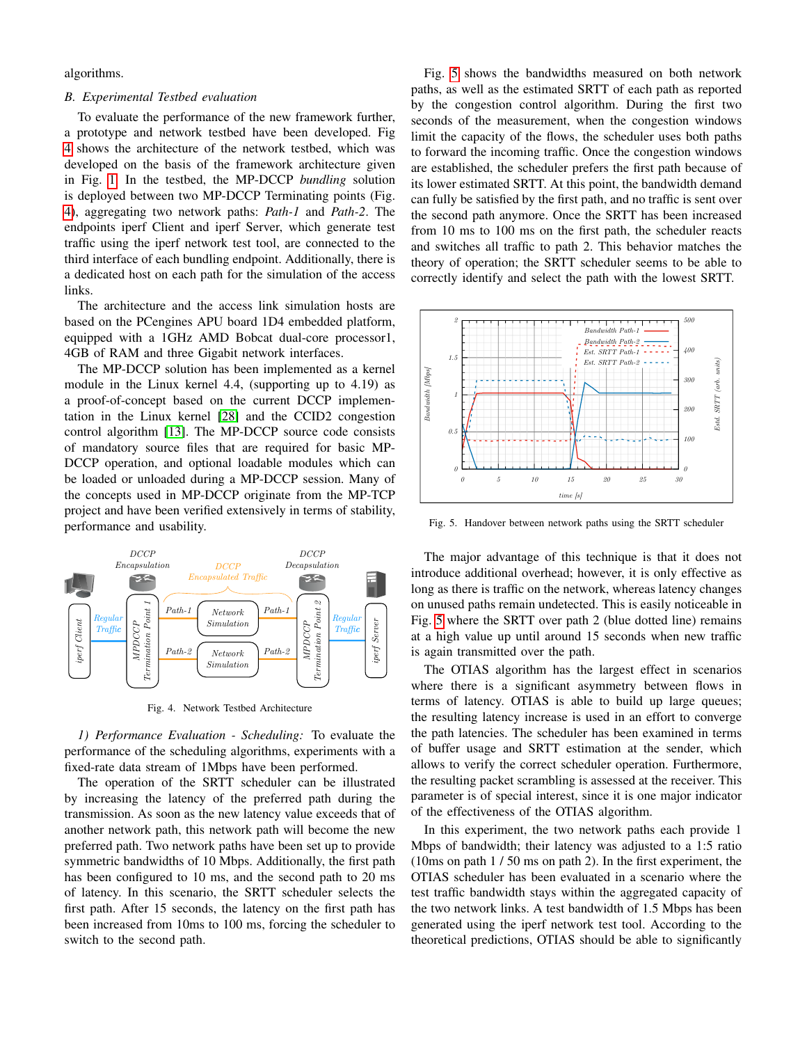algorithms.

### B. Experimental Testbed evaluation

To evaluate the performance of the new framework further, a prototype and network testbed have been developed. Fig 4 shows the architecture of the network testbed, which was developed on the basis of the framework architecture given in Fig. 1. In the testbed, the MP-DCCP *bundling* solution is deployed between two MP-DCCP Terminating points (Fig. 4), aggregating two network paths: *Path-1* and *Path-2*. The endpoints iperf Client and iperf Server, which generate test traffic using the iperf network test tool, are connected to the third interface of each bundling endpoint. Additionally, there is a dedicated host on each path for the simulation of the access links.

The architecture and the access link simulation hosts are based on the PCengines APU board 1D4 embedded platform, equipped with a 1GHz AMD Bobcat dual-core processor1, 4GB of RAM and three Gigabit network interfaces.

The MP-DCCP solution has been implemented as a kernel module in the Linux kernel 4.4, (supporting up to 4.19) as a proof-of-concept based on the current DCCP implementation in the Linux kernel [28] and the CCID2 congestion control algorithm [13]. The MP-DCCP source code consists of mandatory source files that are required for basic MP-DCCP operation, and optional loadable modules which can be loaded or unloaded during a MP-DCCP session. Many of the concepts used in MP-DCCP originate from the MP-TCP project and have been verified extensively in terms of stability, performance and usability.

Fig. 4. Network Testbed Architecture

#### 1) Performance Evaluation - Scheduling:

To evaluate the performance of the scheduling algorithms, experiments with a fixed-rate data stream of 1Mbps have been performed.

The operation of the SRTT scheduler can be illustrated by increasing the latency of the preferred path during the transmission. As soon as the new latency value exceeds that of another network path, this network path will become the new preferred path. Two network paths have been set up to provide symmetric bandwidths of 10 Mbps. Additionally, the first path has been configured to 10 ms, and the second path to 20 ms of latency. In this scenario, the SRTT scheduler selects the first path. After 15 seconds, the latency on the first path has been increased from 10ms to 100 ms, forcing the scheduler to switch to the second path.

Fig. 5 shows the bandwidths measured on both network paths, as well as the estimated SRTT of each path as reported by the congestion control algorithm. During the first two seconds of the measurement, when the congestion windows limit the capacity of the flows, the scheduler uses both paths to forward the incoming traffic. Once the congestion windows are established, the scheduler prefers the first path because of its lower estimated SRTT. At this point, the bandwidth demand can fully be satisfied by the first path, and no traffic is sent over the second path anymore. Once the SRTT has been increased from 10 ms to 100 ms on the first path, the scheduler reacts and switches all traffic to path 2. This behavior matches the theory of operation; the SRTT scheduler seems to be able to correctly identify and select the path with the lowest SRTT.

Fig. 5. Handover between network paths using the SRTT scheduler

The major advantage of this technique is that it does not introduce additional overhead; however, it is only effective as long as there is traffic on the network, whereas latency changes on unused paths remain undetected. This is easily noticeable in Fig. 5 where the SRTT over path 2 (blue dotted line) remains at a high value up until around 15 seconds when new traffic is again transmitted over the path.

The OTIAS algorithm has the largest effect in scenarios where there is a significant asymmetry between flows in terms of latency. OTIAS is able to build up large queues; the resulting latency increase is used in an effort to converge the path latencies. The scheduler has been examined in terms of buffer usage and SRTT estimation at the sender, which allows to verify the correct scheduler operation. Furthermore, the resulting packet scrambling is assessed at the receiver. This parameter is of special interest, since it is one major indicator of the effectiveness of the OTIAS algorithm.

In this experiment, the two network paths each provide 1 Mbps of bandwidth; their latency was adjusted to a 1:5 ratio (10ms on path 1 / 50 ms on path 2). In the first experiment, the OTIAS scheduler has been evaluated in a scenario where the test traffic bandwidth stays within the aggregated capacity of the two network links. A test bandwidth of 1.5 Mbps has been generated using the iperf network test tool. According to the theoretical predictions, OTIAS should be able to significantly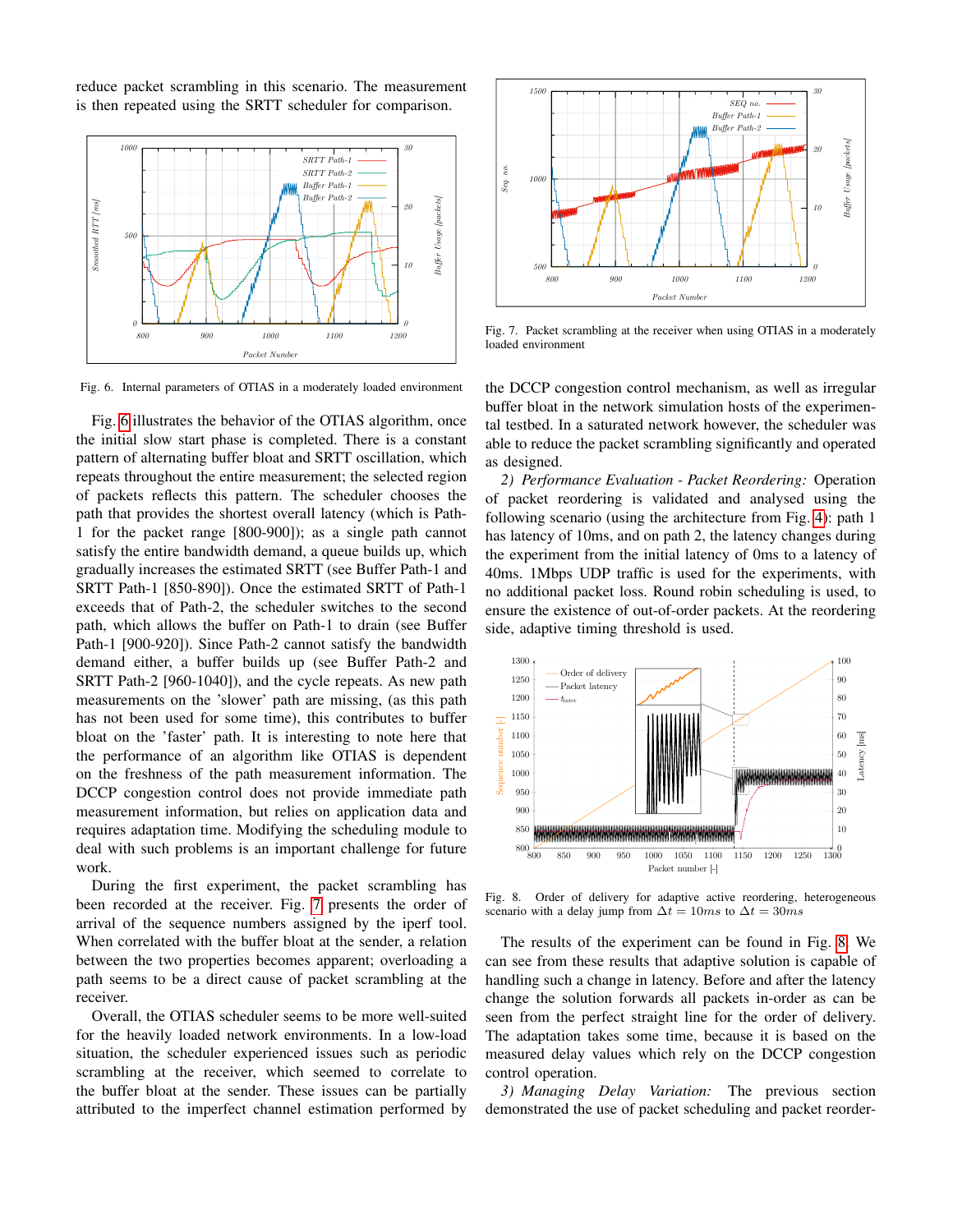reduce packet scrambling in this scenario. The measurement is then repeated using the SRTT scheduler for comparison.

Fig. 6. Internal parameters of OTIAS in a moderately loaded environment

Fig. 6 illustrates the behavior of the OTIAS algorithm, once the initial slow start phase is completed. There is a constant pattern of alternating buffer bloat and SRTT oscillation, which repeats throughout the entire measurement; the selected region of packets reflects this pattern. The scheduler chooses the path that provides the shortest overall latency (which is Path-1 for the packet range [800-900]); as a single path cannot satisfy the entire bandwidth demand, a queue builds up, which gradually increases the estimated SRTT (see Buffer Path-1 and SRTT Path-1 [850-890]). Once the estimated SRTT of Path-1 exceeds that of Path-2, the scheduler switches to the second path, which allows the buffer on Path-1 to drain (see Buffer Path-1 [900-920]). Since Path-2 cannot satisfy the bandwidth demand either, a buffer builds up (see Buffer Path-2 and SRTT Path-2 [960-1040]), and the cycle repeats. As new path measurements on the 'slower' path are missing, (as this path has not been used for some time), this contributes to buffer bloat on the 'faster' path. It is interesting to note here that the performance of an algorithm like OTIAS is dependent on the freshness of the path measurement information. The DCCP congestion control does not provide immediate path measurement information, but relies on application data and requires adaptation time. Modifying the scheduling module to deal with such problems is an important challenge for future work.

During the first experiment, the packet scrambling has been recorded at the receiver. Fig. 7 presents the order of arrival of the sequence numbers assigned by the iperf tool. When correlated with the buffer bloat at the sender, a relation between the two properties becomes apparent; overloading a path seems to be a direct cause of packet scrambling at the receiver.

Overall, the OTIAS scheduler seems to be more well-suited for the heavily loaded network environments. In a low-load situation, the scheduler experienced issues such as periodic scrambling at the receiver, which seemed to correlate to the buffer bloat at the sender. These issues can be partially attributed to the imperfect channel estimation performed by

Fig. 7. Packet scrambling at the receiver when using OTIAS in a moderately loaded environment

the DCCP congestion control mechanism, as well as irregular buffer bloat in the network simulation hosts of the experimental testbed. In a saturated network however, the scheduler was able to reduce the packet scrambling significantly and operated as designed.

*2) Performance Evaluation - Packet Reordering:* Operation of packet reordering is validated and analysed using the following scenario (using the architecture from Fig. 4): path 1 has latency of 10ms, and on path 2, the latency changes during the experiment from the initial latency of 0ms to a latency of 40ms. 1Mbps UDP traffic is used for the experiments, with no additional packet loss. Round robin scheduling is used, to ensure the existence of out-of-order packets. At the reordering side, adaptive timing threshold is used.

Fig. 8. Order of delivery for adaptive active reordering, heterogeneous scenario with a delay jump from $\Delta t = 10ms$ to $\Delta t = 30ms$

The results of the experiment can be found in Fig. 8. We can see from these results that adaptive solution is capable of handling such a change in latency. Before and after the latency change the solution forwards all packets in-order as can be seen from the perfect straight line for the order of delivery. The adaptation takes some time, because it is based on the measured delay values which rely on the DCCP congestion control operation.

*3) Managing Delay Variation:* The previous section demonstrated the use of packet scheduling and packet reorder-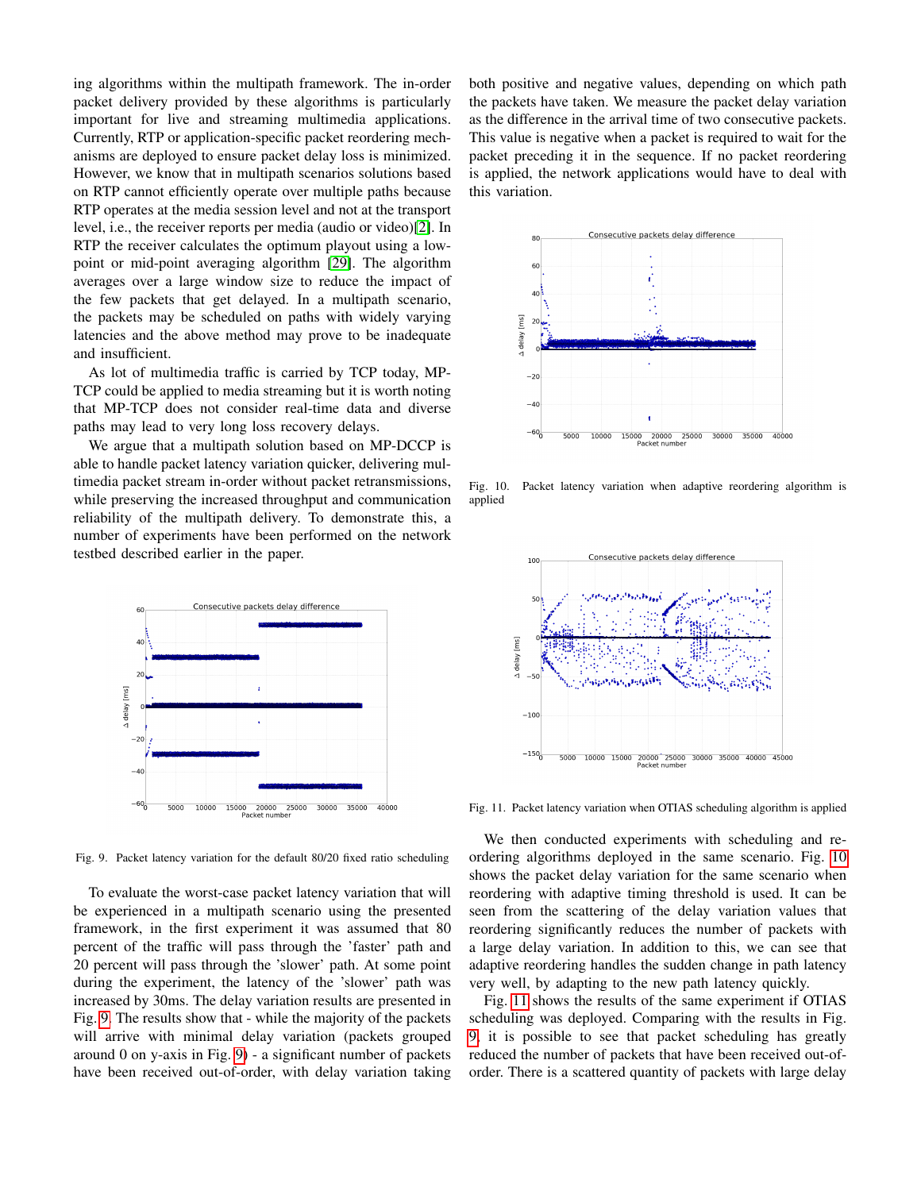ing algorithms within the multipath framework. The in-order packet delivery provided by these algorithms is particularly important for live and streaming multimedia applications. Currently, RTP or application-specific packet reordering mechanisms are deployed to ensure packet delay loss is minimized. However, we know that in multipath scenarios solutions based on RTP cannot efficiently operate over multiple paths because RTP operates at the media session level and not at the transport level, i.e., the receiver reports per media (audio or video)[2]. In RTP the receiver calculates the optimum playout using a low-point or mid-point averaging algorithm [29]. The algorithm averages over a large window size to reduce the impact of the few packets that get delayed. In a multipath scenario, the packets may be scheduled on paths with widely varying latencies and the above method may prove to be inadequate and insufficient.

As lot of multimedia traffic is carried by TCP today, MP-TCP could be applied to media streaming but it is worth noting that MP-TCP does not consider real-time data and diverse paths may lead to very long loss recovery delays.

We argue that a multipath solution based on MP-DCCP is able to handle packet latency variation quicker, delivering multimedia packet stream in-order without packet retransmissions, while preserving the increased throughput and communication reliability of the multipath delivery. To demonstrate this, a number of experiments have been performed on the network testbed described earlier in the paper.

Fig. 9. Packet latency variation for the default 80/20 fixed ratio scheduling

To evaluate the worst-case packet latency variation that will be experienced in a multipath scenario using the presented framework, in the first experiment it was assumed that 80 percent of the traffic will pass through the 'faster' path and 20 percent will pass through the 'slower' path. At some point during the experiment, the latency of the 'slower' path was increased by 30ms. The delay variation results are presented in Fig. 9. The results show that - while the majority of the packets will arrive with minimal delay variation (packets grouped around 0 on y-axis in Fig. 9) - a significant number of packets have been received out-of-order, with delay variation taking both positive and negative values, depending on which path the packets have taken. We measure the packet delay variation as the difference in the arrival time of two consecutive packets. This value is negative when a packet is required to wait for the packet preceding it in the sequence. If no packet reordering is applied, the network applications would have to deal with this variation.

Fig. 10. Packet latency variation when adaptive reordering algorithm is applied

Fig. 11. Packet latency variation when OTIAS scheduling algorithm is applied

We then conducted experiments with scheduling and reordering algorithms deployed in the same scenario. Fig. 10 shows the packet delay variation for the same scenario when reordering with adaptive timing threshold is used. It can be seen from the scattering of the delay variation values that reordering significantly reduces the number of packets with a large delay variation. In addition to this, we can see that adaptive reordering handles the sudden change in path latency very well, by adapting to the new path latency quickly.

Fig. 11 shows the results of the same experiment if OTIAS scheduling was deployed. Comparing with the results in Fig. 9, it is possible to see that packet scheduling has greatly reduced the number of packets that have been received out-of-order. There is a scattered quantity of packets with large delay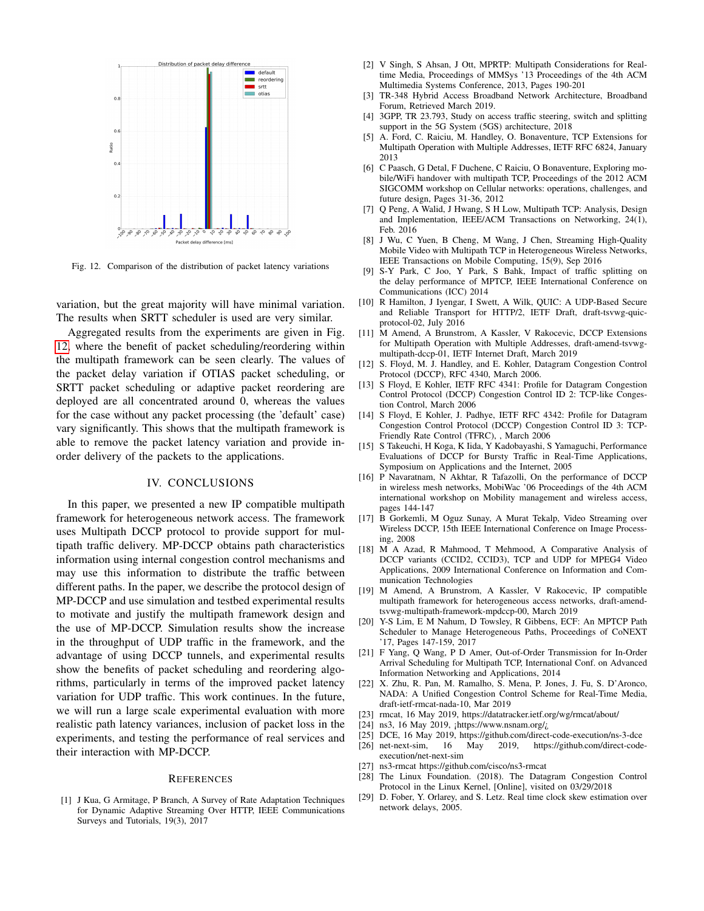Distribution of packet delay difference

default
reordering
srtt
otias

Ratio

1
0.8
0.6
0.4
0.2
0

-100 -90 -80 -70 -60 -50 -40 -30 -20 -10 0 10 20 30 40 50 60 70 80 90 100

Packet delay difference [ms]

Fig. 12. Comparison of the distribution of packet latency variations

variation, but the great majority will have minimal variation. The results when SRTT scheduler is used are very similar.

Aggregated results from the experiments are given in Fig. 12, where the benefit of packet scheduling/reordering within the multipath framework can be seen clearly. The values of the packet delay variation if OTIAS packet scheduling, or SRTT packet scheduling or adaptive packet reordering are deployed are all concentrated around 0, whereas the values for the case without any packet processing (the 'default' case) vary significantly. This shows that the multipath framework is able to remove the packet latency variation and provide in-order delivery of the packets to the applications.

## IV. CONCLUSIONS

In this paper, we presented a new IP compatible multipath framework for heterogeneous network access. The framework uses Multipath DCCP protocol to provide support for multipath traffic delivery. MP-DCCP obtains path characteristics information using internal congestion control mechanisms and may use this information to distribute the traffic between different paths. In the paper, we describe the protocol design of MP-DCCP and use simulation and testbed experimental results to motivate and justify the multipath framework design and the use of MP-DCCP. Simulation results show the increase in the throughput of UDP traffic in the framework, and the advantage of using DCCP tunnels, and experimental results show the benefits of packet scheduling and reordering algorithms, particularly in terms of the improved packet latency variation for UDP traffic. This work continues. In the future, we will run a large scale experimental evaluation with more realistic path latency variances, inclusion of packet loss in the experiments, and testing the performance of real services and their interaction with MP-DCCP.

## REFERENCES

[1] J Kua, G Armitage, P Branch, A Survey of Rate Adaptation Techniques for Dynamic Adaptive Streaming Over HTTP, IEEE Communications Surveys and Tutorials, 19(3), 2017

[2] V Singh, S Ahsan, J Ott, MPRTP: Multipath Considerations for Real-time Media, Proceedings of MMSys '13 Proceedings of the 4th ACM Multimedia Systems Conference, 2013, Pages 190-201

[3] TR-348 Hybrid Access Broadband Network Architecture, Broadband Forum, Retrieved March 2019.

[4] 3GPP, TR 23.793, Study on access traffic steering, switch and splitting support in the 5G System (5GS) architecture, 2018

[5] A. Ford, C. Raiciu, M. Handley, O. Bonaventure, TCP Extensions for Multipath Operation with Multiple Addresses, IETF RFC 6824, January 2013

[6] C Paasch, G Detal, F Duchene, C Raiciu, O Bonaventure, Exploring mobile/WiFi handover with multipath TCP, Proceedings of the 2012 ACM SIGCOMM workshop on Cellular networks: operations, challenges, and future design, Pages 31-36, 2012

[7] Q Peng, A Walid, J Hwang, S H Low, Multipath TCP: Analysis, Design and Implementation, IEEE/ACM Transactions on Networking, 24(1), Feb. 2016

[8] J Wu, C Yuen, B Cheng, M Wang, J Chen, Streaming High-Quality Mobile Video with Multipath TCP in Heterogeneous Wireless Networks, IEEE Transactions on Mobile Computing, 15(9), Sep 2016

[9] S-Y Park, C Joo, Y Park, S Bahk, Impact of traffic splitting on the delay performance of MPTCP, IEEE International Conference on Communications (ICC) 2014

[10] R Hamilton, J Iyengar, I Swett, A Wilk, QUIC: A UDP-Based Secure and Reliable Transport for HTTP/2, IETF Draft, draft-tsvwg-quic-protocol-02, July 2016

[11] M Amend, A Brunstrom, A Kassler, V Rakocevic, DCCP Extensions for Multipath Operation with Multiple Addresses, draft-amend-tsvwg-multipath-dccp-01, IETF Internet Draft, March 2019

[12] S. Floyd, M. J. Handley, and E. Kohler, Datagram Congestion Control Protocol (DCCP), RFC 4340, March 2006.

[13] S Floyd, E Kohler, IETF RFC 4341: Profile for Datagram Congestion Control Protocol (DCCP) Congestion Control ID 2: TCP-like Congestion Control, March 2006

[14] S Floyd, E Kohler, J. Padhye, IETF RFC 4342: Profile for Datagram Congestion Control Protocol (DCCP) Congestion Control ID 3: TCP-Friendly Rate Control (TFRC), , March 2006

[15] S Takeuchi, H Koga, K Iida, Y Kadobayashi, S Yamaguchi, Performance Evaluations of DCCP for Bursty Traffic in Real-Time Applications, Symposium on Applications and the Internet, 2005

[16] P Navaratnam, N Akhtar, R Tafazolli, On the performance of DCCP in wireless mesh networks, MobiWac '06 Proceedings of the 4th ACM international workshop on Mobility management and wireless access, pages 144-147

[17] B Gorkemli, M Oguz Sunay, A Murat Tekalp, Video Streaming over Wireless DCCP, 15th IEEE International Conference on Image Processing, 2008

[18] M A Azad, R Mahmood, T Mehmood, A Comparative Analysis of DCCP variants (CCID2, CCID3), TCP and UDP for MPEG4 Video Applications, 2009 International Conference on Information and Communication Technologies

[19] M Amend, A Brunstrom, A Kassler, V Rakocevic, IP compatible multipath framework for heterogeneous access networks, draft-amend-tsvwg-multipath-framework-mpdccp-00, March 2019

[20] Y-S Lim, E M Nahum, D Towsley, R Gibbens, ECF: An MPTCP Path Scheduler to Manage Heterogeneous Paths, Proceedings of CoNEXT '17, Pages 147-159, 2017

[21] F Yang, Q Wang, P D Amer, Out-of-Order Transmission for In-Order Arrival Scheduling for Multipath TCP, International Conf. on Advanced Information Networking and Applications, 2014

[22] X. Zhu, R. Pan, M. Ramalho, S. Mena, P. Jones, J. Fu, S. D'Aronco, NADA: A Unified Congestion Control Scheme for Real-Time Media, draft-ietf-rmcat-nada-10, Mar 2019

[23] rmcat, 16 May 2019, https://datatracker.ietf.org/wg/rmcat/about/

[24] ns3, 16 May 2019, ¡https://www.nsnam.org/¿

[25] DCE, 16 May 2019, https://github.com/direct-code-execution/ns-3-dce

[26] net-next-sim, 16 May 2019, https://github.com/direct-code-execution/net-next-sim

[27] ns3-rmcat https://github.com/cisco/ns3-rmcat

[28] The Linux Foundation. (2018). The Datagram Congestion Control Protocol in the Linux Kernel, [Online], visited on 03/29/2018

[29] D. Fober, Y. Orlarey, and S. Letz. Real time clock skew estimation over network delays, 2005.